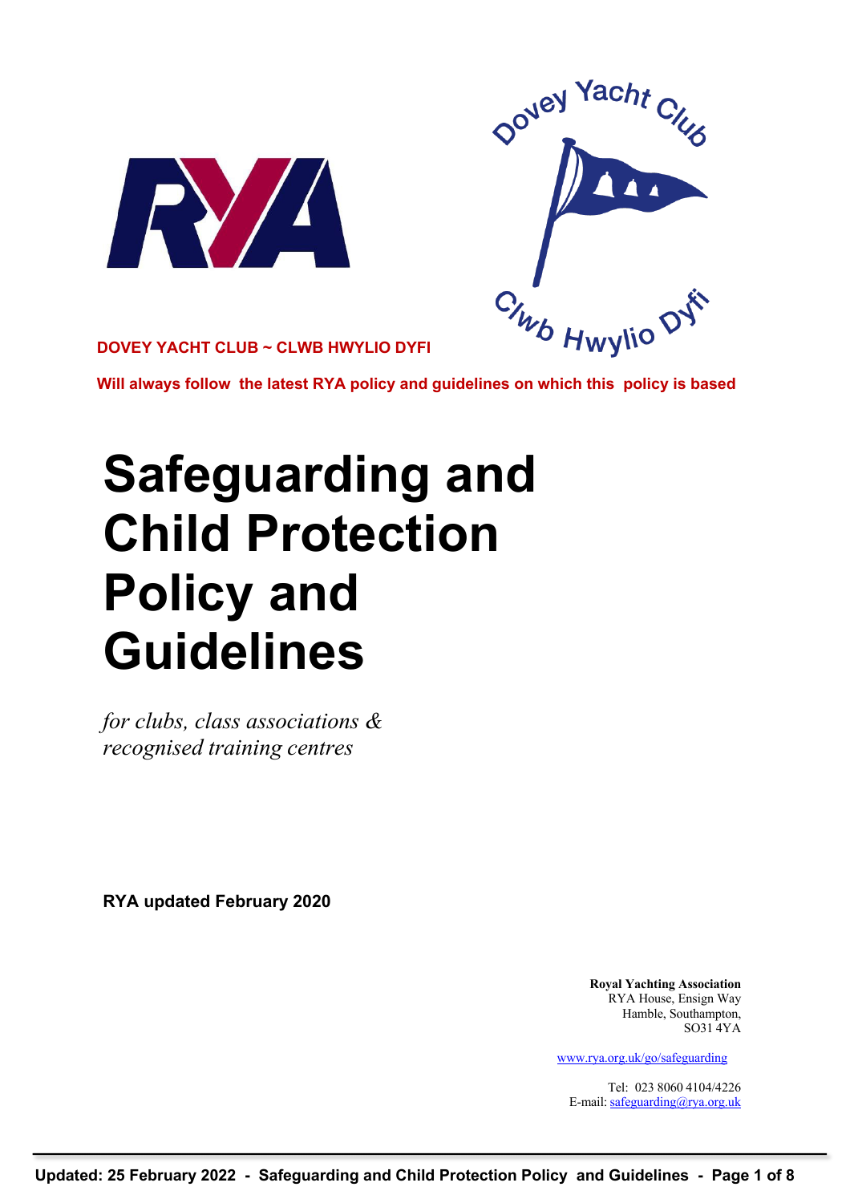**DOVEY YACHT CLUB ~ CLWB HWYLIO DYFI**

**Will always follow the latest RYA policy and guidelines on which this policy is based**

# Safeguarding and Child Protection Policy and Guidelines

*for clubs, class associations & recognised training centres*

**RYA updated February 2020**

**Royal Yachting Association**
RYA House, Ensign Way
Hamble, Southampton,
SO31 4YA

www.rya.org.uk/go/safeguarding

Tel: 023 8060 4104/4226
E-mail: safeguarding@rya.org.uk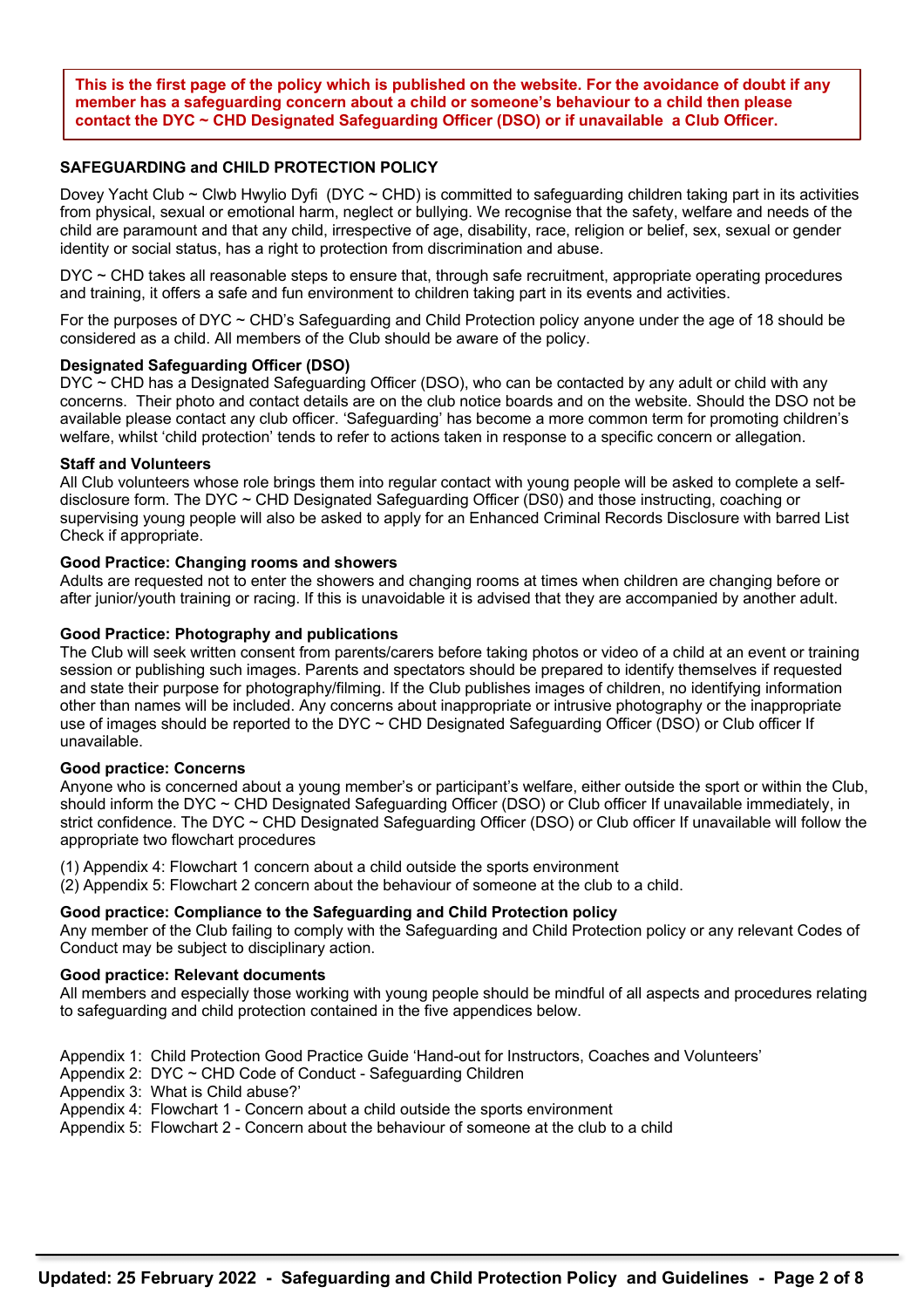**This is the first page of the policy which is published on the website. For the avoidance of doubt if any member has a safeguarding concern about a child or someone's behaviour to a child then please contact the DYC ~ CHD Designated Safeguarding Officer (DSO) or if unavailable a Club Officer.**

## SAFEGUARDING and CHILD PROTECTION POLICY

Dovey Yacht Club ~ Clwb Hwylio Dyfi (DYC ~ CHD) is committed to safeguarding children taking part in its activities from physical, sexual or emotional harm, neglect or bullying. We recognise that the safety, welfare and needs of the child are paramount and that any child, irrespective of age, disability, race, religion or belief, sex, sexual or gender identity or social status, has a right to protection from discrimination and abuse.

DYC ~ CHD takes all reasonable steps to ensure that, through safe recruitment, appropriate operating procedures and training, it offers a safe and fun environment to children taking part in its events and activities.

For the purposes of DYC ~ CHD's Safeguarding and Child Protection policy anyone under the age of 18 should be considered as a child. All members of the Club should be aware of the policy.

### Designated Safeguarding Officer (DSO)

DYC ~ CHD has a Designated Safeguarding Officer (DSO), who can be contacted by any adult or child with any concerns. Their photo and contact details are on the club notice boards and on the website. Should the DSO not be available please contact any club officer. 'Safeguarding' has become a more common term for promoting children's welfare, whilst 'child protection' tends to refer to actions taken in response to a specific concern or allegation.

### Staff and Volunteers

All Club volunteers whose role brings them into regular contact with young people will be asked to complete a self-disclosure form. The DYC ~ CHD Designated Safeguarding Officer (DS0) and those instructing, coaching or supervising young people will also be asked to apply for an Enhanced Criminal Records Disclosure with barred List Check if appropriate.

### Good Practice: Changing rooms and showers

Adults are requested not to enter the showers and changing rooms at times when children are changing before or after junior/youth training or racing. If this is unavoidable it is advised that they are accompanied by another adult.

### Good Practice: Photography and publications

The Club will seek written consent from parents/carers before taking photos or video of a child at an event or training session or publishing such images. Parents and spectators should be prepared to identify themselves if requested and state their purpose for photography/filming. If the Club publishes images of children, no identifying information other than names will be included. Any concerns about inappropriate or intrusive photography or the inappropriate use of images should be reported to the DYC ~ CHD Designated Safeguarding Officer (DSO) or Club officer If unavailable.

### Good practice: Concerns

Anyone who is concerned about a young member's or participant's welfare, either outside the sport or within the Club, should inform the DYC ~ CHD Designated Safeguarding Officer (DSO) or Club officer If unavailable immediately, in strict confidence. The DYC ~ CHD Designated Safeguarding Officer (DSO) or Club officer If unavailable will follow the appropriate two flowchart procedures

(1) Appendix 4: Flowchart 1 concern about a child outside the sports environment
(2) Appendix 5: Flowchart 2 concern about the behaviour of someone at the club to a child.

### Good practice: Compliance to the Safeguarding and Child Protection policy

Any member of the Club failing to comply with the Safeguarding and Child Protection policy or any relevant Codes of Conduct may be subject to disciplinary action.

### Good practice: Relevant documents

All members and especially those working with young people should be mindful of all aspects and procedures relating to safeguarding and child protection contained in the five appendices below.

Appendix 1: Child Protection Good Practice Guide 'Hand-out for Instructors, Coaches and Volunteers'
Appendix 2: DYC ~ CHD Code of Conduct - Safeguarding Children
Appendix 3: What is Child abuse?'
Appendix 4: Flowchart 1 - Concern about a child outside the sports environment
Appendix 5: Flowchart 2 - Concern about the behaviour of someone at the club to a child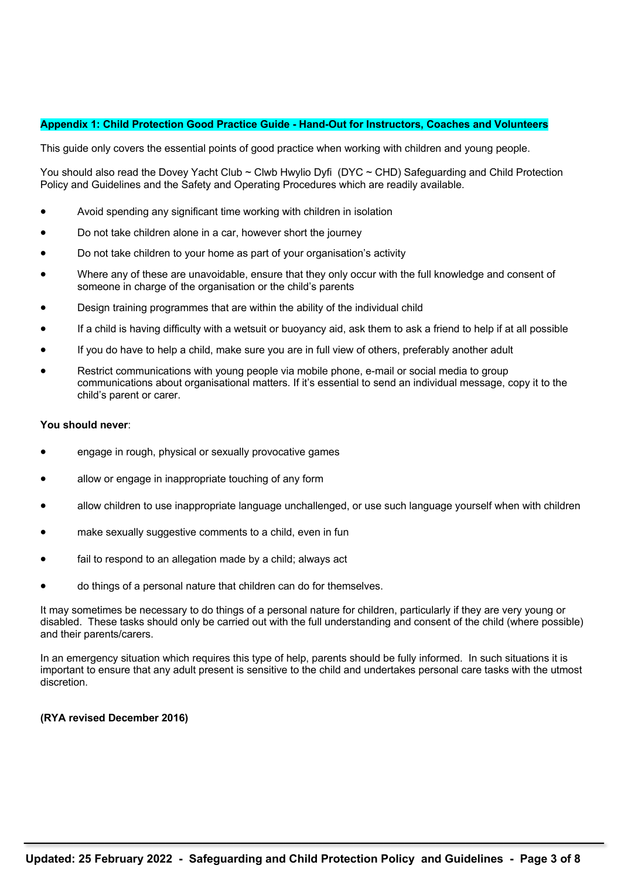**Appendix 1: Child Protection Good Practice Guide - Hand-Out for Instructors, Coaches and Volunteers**

This guide only covers the essential points of good practice when working with children and young people.

You should also read the Dovey Yacht Club ~ Clwb Hwylio Dyfi (DYC ~ CHD) Safeguarding and Child Protection Policy and Guidelines and the Safety and Operating Procedures which are readily available.

- Avoid spending any significant time working with children in isolation
- Do not take children alone in a car, however short the journey
- Do not take children to your home as part of your organisation's activity
- Where any of these are unavoidable, ensure that they only occur with the full knowledge and consent of someone in charge of the organisation or the child's parents
- Design training programmes that are within the ability of the individual child
- If a child is having difficulty with a wetsuit or buoyancy aid, ask them to ask a friend to help if at all possible
- If you do have to help a child, make sure you are in full view of others, preferably another adult
- Restrict communications with young people via mobile phone, e-mail or social media to group communications about organisational matters. If it's essential to send an individual message, copy it to the child's parent or carer.

**You should never**:

- engage in rough, physical or sexually provocative games
- allow or engage in inappropriate touching of any form
- allow children to use inappropriate language unchallenged, or use such language yourself when with children
- make sexually suggestive comments to a child, even in fun
- fail to respond to an allegation made by a child; always act
- do things of a personal nature that children can do for themselves.

It may sometimes be necessary to do things of a personal nature for children, particularly if they are very young or disabled. These tasks should only be carried out with the full understanding and consent of the child (where possible) and their parents/carers.

In an emergency situation which requires this type of help, parents should be fully informed. In such situations it is important to ensure that any adult present is sensitive to the child and undertakes personal care tasks with the utmost discretion.

**(RYA revised December 2016)**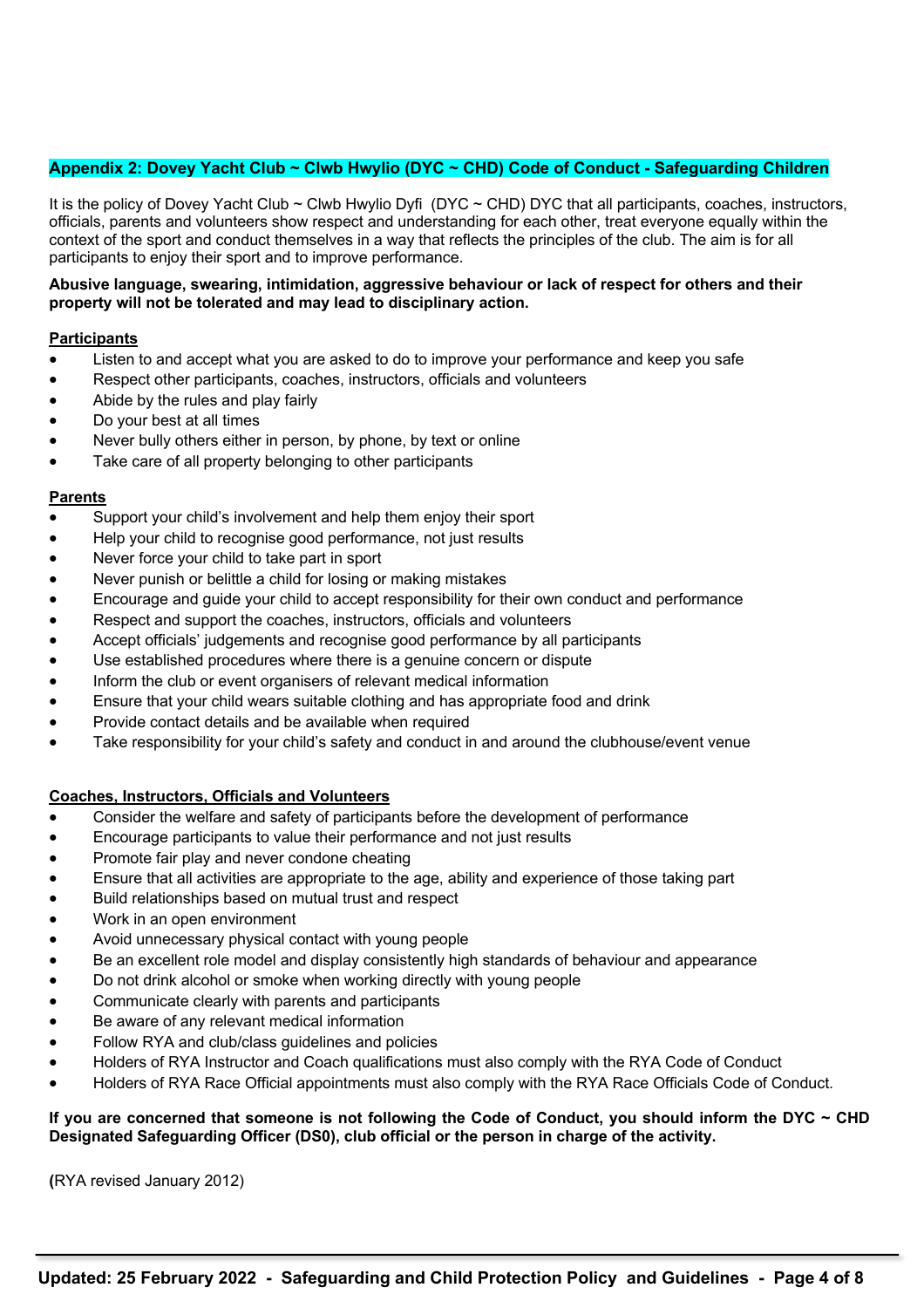## Appendix 2: Dovey Yacht Club ~ Clwb Hwylio (DYC ~ CHD) Code of Conduct - Safeguarding Children

It is the policy of Dovey Yacht Club ~ Clwb Hwylio Dyfi (DYC ~ CHD) DYC that all participants, coaches, instructors, officials, parents and volunteers show respect and understanding for each other, treat everyone equally within the context of the sport and conduct themselves in a way that reflects the principles of the club. The aim is for all participants to enjoy their sport and to improve performance.

**Abusive language, swearing, intimidation, aggressive behaviour or lack of respect for others and their property will not be tolerated and may lead to disciplinary action.**

### Participants

- Listen to and accept what you are asked to do to improve your performance and keep you safe
- Respect other participants, coaches, instructors, officials and volunteers
- Abide by the rules and play fairly
- Do your best at all times
- Never bully others either in person, by phone, by text or online
- Take care of all property belonging to other participants

### Parents

- Support your child's involvement and help them enjoy their sport
- Help your child to recognise good performance, not just results
- Never force your child to take part in sport
- Never punish or belittle a child for losing or making mistakes
- Encourage and guide your child to accept responsibility for their own conduct and performance
- Respect and support the coaches, instructors, officials and volunteers
- Accept officials' judgements and recognise good performance by all participants
- Use established procedures where there is a genuine concern or dispute
- Inform the club or event organisers of relevant medical information
- Ensure that your child wears suitable clothing and has appropriate food and drink
- Provide contact details and be available when required
- Take responsibility for your child's safety and conduct in and around the clubhouse/event venue

### Coaches, Instructors, Officials and Volunteers

- Consider the welfare and safety of participants before the development of performance
- Encourage participants to value their performance and not just results
- Promote fair play and never condone cheating
- Ensure that all activities are appropriate to the age, ability and experience of those taking part
- Build relationships based on mutual trust and respect
- Work in an open environment
- Avoid unnecessary physical contact with young people
- Be an excellent role model and display consistently high standards of behaviour and appearance
- Do not drink alcohol or smoke when working directly with young people
- Communicate clearly with parents and participants
- Be aware of any relevant medical information
- Follow RYA and club/class guidelines and policies
- Holders of RYA Instructor and Coach qualifications must also comply with the RYA Code of Conduct
- Holders of RYA Race Official appointments must also comply with the RYA Race Officials Code of Conduct.

**If you are concerned that someone is not following the Code of Conduct, you should inform the DYC ~ CHD Designated Safeguarding Officer (DS0), club official or the person in charge of the activity.**

**(**RYA revised January 2012)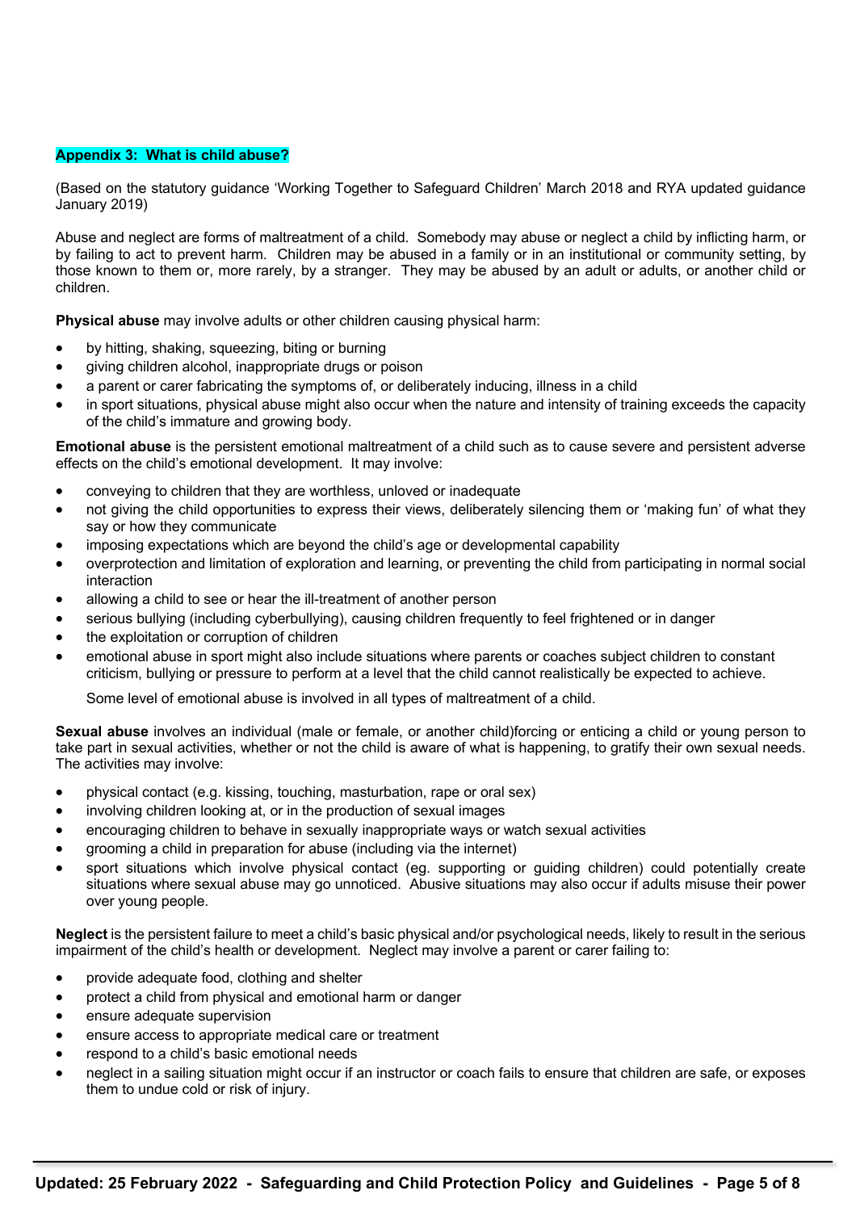## Appendix 3: What is child abuse?

(Based on the statutory guidance 'Working Together to Safeguard Children' March 2018 and RYA updated guidance January 2019)

Abuse and neglect are forms of maltreatment of a child. Somebody may abuse or neglect a child by inflicting harm, or by failing to act to prevent harm. Children may be abused in a family or in an institutional or community setting, by those known to them or, more rarely, by a stranger. They may be abused by an adult or adults, or another child or children.

**Physical abuse** may involve adults or other children causing physical harm:

- by hitting, shaking, squeezing, biting or burning
- giving children alcohol, inappropriate drugs or poison
- a parent or carer fabricating the symptoms of, or deliberately inducing, illness in a child
- in sport situations, physical abuse might also occur when the nature and intensity of training exceeds the capacity of the child's immature and growing body.

**Emotional abuse** is the persistent emotional maltreatment of a child such as to cause severe and persistent adverse effects on the child's emotional development. It may involve:

- conveying to children that they are worthless, unloved or inadequate
- not giving the child opportunities to express their views, deliberately silencing them or 'making fun' of what they say or how they communicate
- imposing expectations which are beyond the child's age or developmental capability
- overprotection and limitation of exploration and learning, or preventing the child from participating in normal social interaction
- allowing a child to see or hear the ill-treatment of another person
- serious bullying (including cyberbullying), causing children frequently to feel frightened or in danger
- the exploitation or corruption of children
- emotional abuse in sport might also include situations where parents or coaches subject children to constant criticism, bullying or pressure to perform at a level that the child cannot realistically be expected to achieve.

  Some level of emotional abuse is involved in all types of maltreatment of a child.

**Sexual abuse** involves an individual (male or female, or another child)forcing or enticing a child or young person to take part in sexual activities, whether or not the child is aware of what is happening, to gratify their own sexual needs. The activities may involve:

- physical contact (e.g. kissing, touching, masturbation, rape or oral sex)
- involving children looking at, or in the production of sexual images
- encouraging children to behave in sexually inappropriate ways or watch sexual activities
- grooming a child in preparation for abuse (including via the internet)
- sport situations which involve physical contact (eg. supporting or guiding children) could potentially create situations where sexual abuse may go unnoticed. Abusive situations may also occur if adults misuse their power over young people.

**Neglect** is the persistent failure to meet a child's basic physical and/or psychological needs, likely to result in the serious impairment of the child's health or development. Neglect may involve a parent or carer failing to:

- provide adequate food, clothing and shelter
- protect a child from physical and emotional harm or danger
- ensure adequate supervision
- ensure access to appropriate medical care or treatment
- respond to a child's basic emotional needs
- neglect in a sailing situation might occur if an instructor or coach fails to ensure that children are safe, or exposes them to undue cold or risk of injury.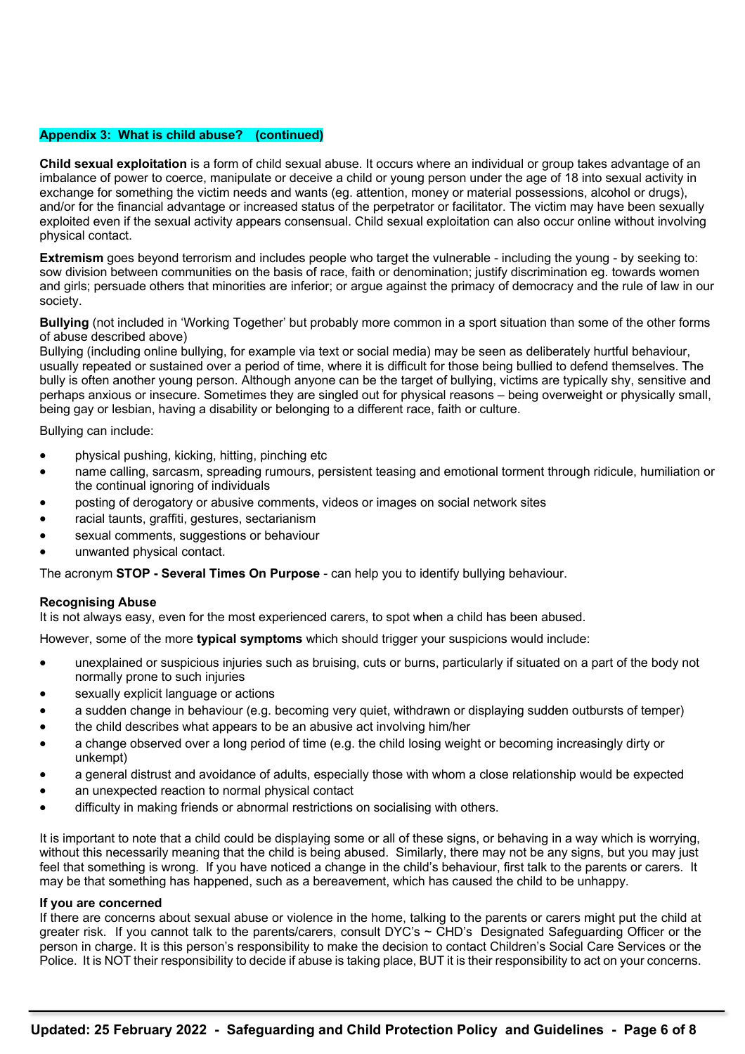## Appendix 3: What is child abuse? (continued)

**Child sexual exploitation** is a form of child sexual abuse. It occurs where an individual or group takes advantage of an imbalance of power to coerce, manipulate or deceive a child or young person under the age of 18 into sexual activity in exchange for something the victim needs and wants (eg. attention, money or material possessions, alcohol or drugs), and/or for the financial advantage or increased status of the perpetrator or facilitator. The victim may have been sexually exploited even if the sexual activity appears consensual. Child sexual exploitation can also occur online without involving physical contact.

**Extremism** goes beyond terrorism and includes people who target the vulnerable - including the young - by seeking to: sow division between communities on the basis of race, faith or denomination; justify discrimination eg. towards women and girls; persuade others that minorities are inferior; or argue against the primacy of democracy and the rule of law in our society.

**Bullying** (not included in 'Working Together' but probably more common in a sport situation than some of the other forms of abuse described above)

Bullying (including online bullying, for example via text or social media) may be seen as deliberately hurtful behaviour, usually repeated or sustained over a period of time, where it is difficult for those being bullied to defend themselves. The bully is often another young person. Although anyone can be the target of bullying, victims are typically shy, sensitive and perhaps anxious or insecure. Sometimes they are singled out for physical reasons – being overweight or physically small, being gay or lesbian, having a disability or belonging to a different race, faith or culture.

Bullying can include:

- physical pushing, kicking, hitting, pinching etc
- name calling, sarcasm, spreading rumours, persistent teasing and emotional torment through ridicule, humiliation or the continual ignoring of individuals
- posting of derogatory or abusive comments, videos or images on social network sites
- racial taunts, graffiti, gestures, sectarianism
- sexual comments, suggestions or behaviour
- unwanted physical contact.

The acronym **STOP - Several Times On Purpose** - can help you to identify bullying behaviour.

**Recognising Abuse**

It is not always easy, even for the most experienced carers, to spot when a child has been abused.

However, some of the more **typical symptoms** which should trigger your suspicions would include:

- unexplained or suspicious injuries such as bruising, cuts or burns, particularly if situated on a part of the body not normally prone to such injuries
- sexually explicit language or actions
- a sudden change in behaviour (e.g. becoming very quiet, withdrawn or displaying sudden outbursts of temper)
- the child describes what appears to be an abusive act involving him/her
- a change observed over a long period of time (e.g. the child losing weight or becoming increasingly dirty or unkempt)
- a general distrust and avoidance of adults, especially those with whom a close relationship would be expected
- an unexpected reaction to normal physical contact
- difficulty in making friends or abnormal restrictions on socialising with others.

It is important to note that a child could be displaying some or all of these signs, or behaving in a way which is worrying, without this necessarily meaning that the child is being abused. Similarly, there may not be any signs, but you may just feel that something is wrong. If you have noticed a change in the child's behaviour, first talk to the parents or carers. It may be that something has happened, such as a bereavement, which has caused the child to be unhappy.

**If you are concerned**

If there are concerns about sexual abuse or violence in the home, talking to the parents or carers might put the child at greater risk. If you cannot talk to the parents/carers, consult DYC's ~ CHD's Designated Safeguarding Officer or the person in charge. It is this person's responsibility to make the decision to contact Children's Social Care Services or the Police. It is NOT their responsibility to decide if abuse is taking place, BUT it is their responsibility to act on your concerns.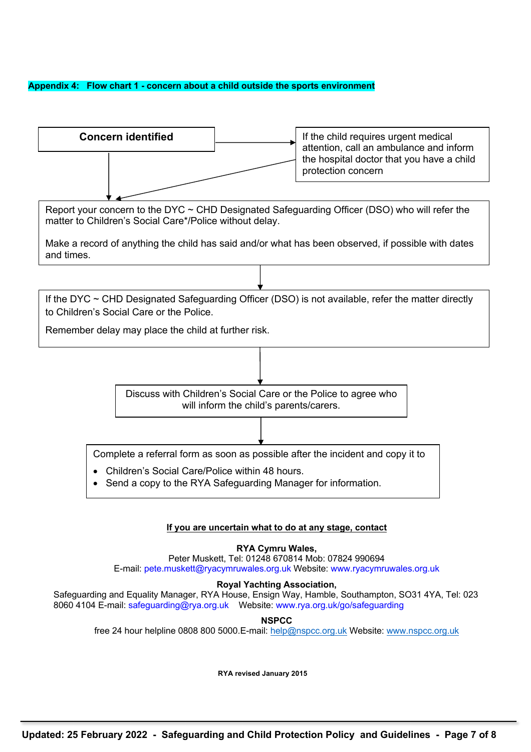## Appendix 4: Flow chart 1 - concern about a child outside the sports environment

**Concern identified**

If the child requires urgent medical attention, call an ambulance and inform the hospital doctor that you have a child protection concern

Report your concern to the DYC ~ CHD Designated Safeguarding Officer (DSO) who will refer the matter to Children's Social Care*/Police without delay.

Make a record of anything the child has said and/or what has been observed, if possible with dates and times.

If the DYC ~ CHD Designated Safeguarding Officer (DSO) is not available, refer the matter directly to Children's Social Care or the Police.

Remember delay may place the child at further risk.

Discuss with Children's Social Care or the Police to agree who will inform the child's parents/carers.

Complete a referral form as soon as possible after the incident and copy it to

- Children's Social Care/Police within 48 hours.
- Send a copy to the RYA Safeguarding Manager for information.

**If you are uncertain what to do at any stage, contact**

**RYA Cymru Wales,**
Peter Muskett, Tel: 01248 670814 Mob: 07824 990694
E-mail: pete.muskett@ryacymruwales.org.uk Website: www.ryacymruwales.org.uk

**Royal Yachting Association,**
Safeguarding and Equality Manager, RYA House, Ensign Way, Hamble, Southampton, SO31 4YA, Tel: 023 8060 4104 E-mail: safeguarding@rya.org.uk Website: www.rya.org.uk/go/safeguarding

**NSPCC**
free 24 hour helpline 0808 800 5000.E-mail: help@nspcc.org.uk Website: www.nspcc.org.uk

**RYA revised January 2015**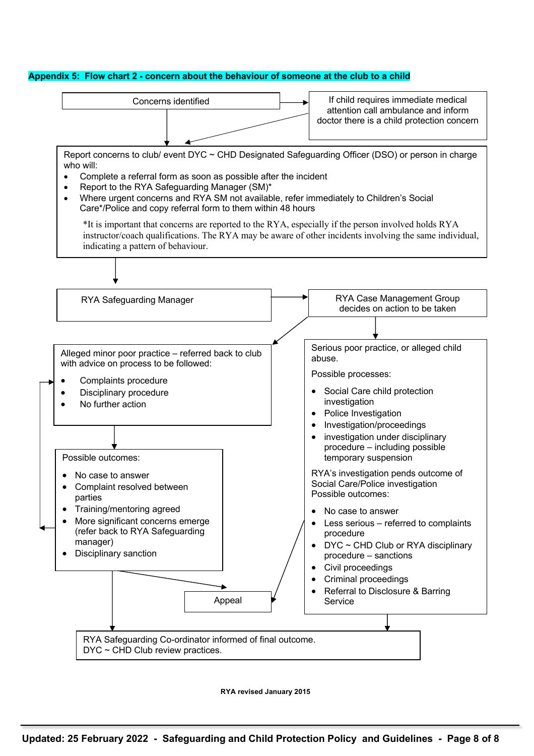**Appendix 5: Flow chart 2 - concern about the behaviour of someone at the club to a child**

Concerns identified

If child requires immediate medical attention call ambulance and inform doctor there is a child protection concern

Report concerns to club/ event DYC ~ CHD Designated Safeguarding Officer (DSO) or person in charge who will:

- Complete a referral form as soon as possible after the incident
- Report to the RYA Safeguarding Manager (SM)*
- Where urgent concerns and RYA SM not available, refer immediately to Children's Social Care*/Police and copy referral form to them within 48 hours

*It is important that concerns are reported to the RYA, especially if the person involved holds RYA instructor/coach qualifications. The RYA may be aware of other incidents involving the same individual, indicating a pattern of behaviour.

RYA Safeguarding Manager

RYA Case Management Group decides on action to be taken

Alleged minor poor practice – referred back to club with advice on process to be followed:

- Complaints procedure
- Disciplinary procedure
- No further action

Possible outcomes:

- No case to answer
- Complaint resolved between parties
- Training/mentoring agreed
- More significant concerns emerge (refer back to RYA Safeguarding manager)
- Disciplinary sanction

Serious poor practice, or alleged child abuse.

Possible processes:

- Social Care child protection investigation
- Police Investigation
- Investigation/proceedings
- investigation under disciplinary procedure – including possible temporary suspension

RYA's investigation pends outcome of Social Care/Police investigation
Possible outcomes:

- No case to answer
- Less serious – referred to complaints procedure
- DYC ~ CHD Club or RYA disciplinary procedure – sanctions
- Civil proceedings
- Criminal proceedings
- Referral to Disclosure & Barring Service

Appeal

RYA Safeguarding Co-ordinator informed of final outcome.
DYC ~ CHD Club review practices.

RYA revised January 2015